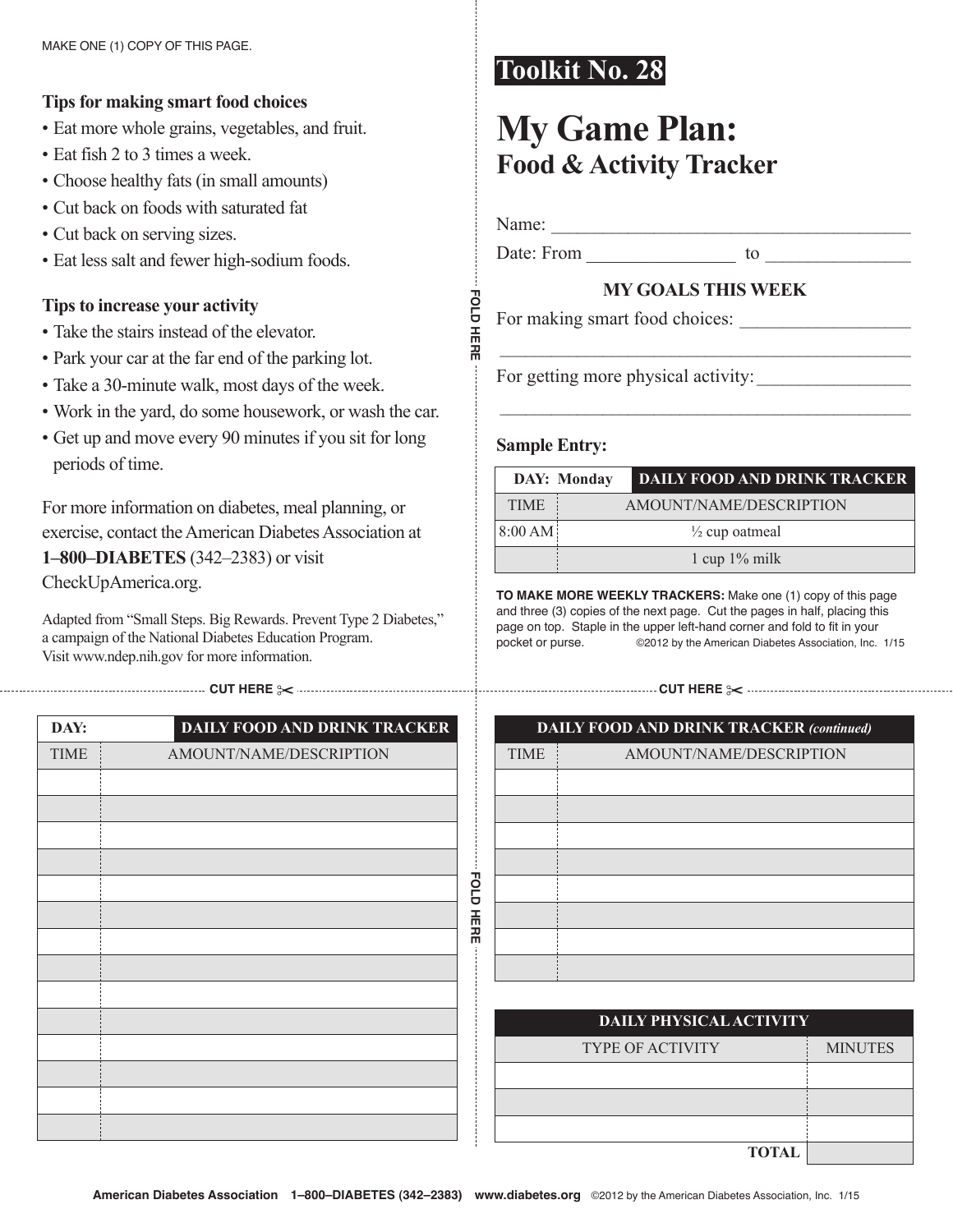MAKE ONE (1) COPY OF THIS PAGE.

**Tips for making smart food choices**

- Eat more whole grains, vegetables, and fruit.
- Eat fish 2 to 3 times a week.
- Choose healthy fats (in small amounts)
- Cut back on foods with saturated fat
- Cut back on serving sizes.
- Eat less salt and fewer high-sodium foods.

**Tips to increase your activity**

- Take the stairs instead of the elevator.
- Park your car at the far end of the parking lot.
- Take a 30-minute walk, most days of the week.
- Work in the yard, do some housework, or wash the car.
- Get up and move every 90 minutes if you sit for long periods of time.

For more information on diabetes, meal planning, or exercise, contact the American Diabetes Association at **1–800–DIABETES** (342–2383) or visit CheckUpAmerica.org.

Adapted from "Small Steps. Big Rewards. Prevent Type 2 Diabetes," a campaign of the National Diabetes Education Program. Visit www.ndep.nih.gov for more information.

FOLD HERE

**Toolkit No. 28**

# My Game Plan:
## Food & Activity Tracker

Name: ______________________________________

Date: From ________________ to ________________

### MY GOALS THIS WEEK

For making smart food choices: __________________

______________________________________________

For getting more physical activity: ________________

______________________________________________

**Sample Entry:**

| DAY: Monday | DAILY FOOD AND DRINK TRACKER |
|---|---|
| TIME | AMOUNT/NAME/DESCRIPTION |
| 8:00 AM | ½ cup oatmeal |
| | 1 cup 1% milk |

**TO MAKE MORE WEEKLY TRACKERS:** Make one (1) copy of this page and three (3) copies of the next page. Cut the pages in half, placing this page on top. Staple in the upper left-hand corner and fold to fit in your pocket or purse. ©2012 by the American Diabetes Association, Inc. 1/15

CUT HERE ✂ CUT HERE ✂

| DAY: | DAILY FOOD AND DRINK TRACKER |
|---|---|
| TIME | AMOUNT/NAME/DESCRIPTION |
| | |
| | |
| | |
| | |
| | |
| | |
| | |
| | |
| | |
| | |
| | |
| | |
| | |
| | |

FOLD HERE

| DAILY FOOD AND DRINK TRACKER *(continued)* | |
|---|---|
| TIME | AMOUNT/NAME/DESCRIPTION |
| | |
| | |
| | |
| | |
| | |
| | |
| | |
| | |

| DAILY PHYSICAL ACTIVITY | |
|---|---|
| TYPE OF ACTIVITY | MINUTES |
| | |
| | |
| | |
| TOTAL | |

American Diabetes Association 1–800–DIABETES (342–2383) www.diabetes.org ©2012 by the American Diabetes Association, Inc. 1/15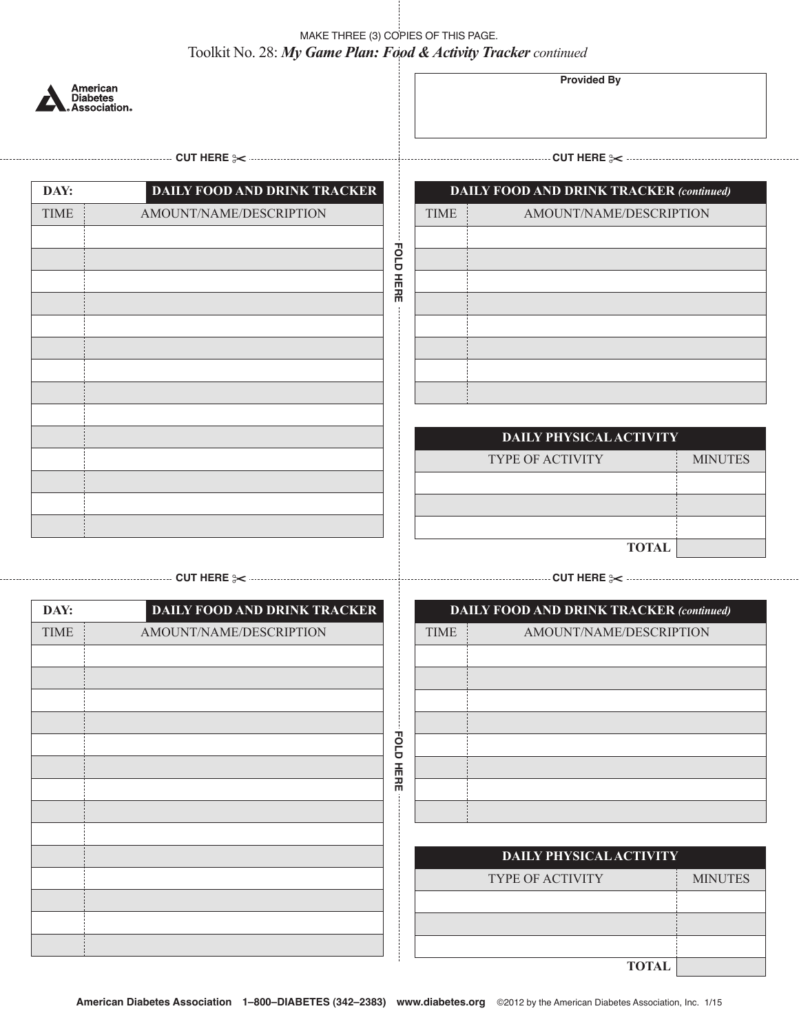MAKE THREE (3) COPIES OF THIS PAGE.

Toolkit No. 28: ***My Game Plan: Food & Activity Tracker*** *continued*

American Diabetes Association.

**Provided By**

CUT HERE ✂

| DAY: | DAILY FOOD AND DRINK TRACKER |
|---|---|
| TIME | AMOUNT/NAME/DESCRIPTION |
| | |
| | |
| | |
| | |
| | |
| | |
| | |
| | |
| | |
| | |
| | |
| | |
| | |
| | |

FOLD HERE

| DAILY FOOD AND DRINK TRACKER *(continued)* | |
|---|---|
| TIME | AMOUNT/NAME/DESCRIPTION |
| | |
| | |
| | |
| | |
| | |
| | |
| | |
| | |

| DAILY PHYSICAL ACTIVITY | |
|---|---|
| TYPE OF ACTIVITY | MINUTES |
| | |
| | |
| | |
| **TOTAL** | |

CUT HERE ✂

| DAY: | DAILY FOOD AND DRINK TRACKER |
|---|---|
| TIME | AMOUNT/NAME/DESCRIPTION |
| | |
| | |
| | |
| | |
| | |
| | |
| | |
| | |
| | |
| | |
| | |
| | |
| | |
| | |

FOLD HERE

| DAILY FOOD AND DRINK TRACKER *(continued)* | |
|---|---|
| TIME | AMOUNT/NAME/DESCRIPTION |
| | |
| | |
| | |
| | |
| | |
| | |
| | |
| | |

| DAILY PHYSICAL ACTIVITY | |
|---|---|
| TYPE OF ACTIVITY | MINUTES |
| | |
| | |
| | |
| **TOTAL** | |

**American Diabetes Association 1–800–DIABETES (342–2383) www.diabetes.org** ©2012 by the American Diabetes Association, Inc. 1/15